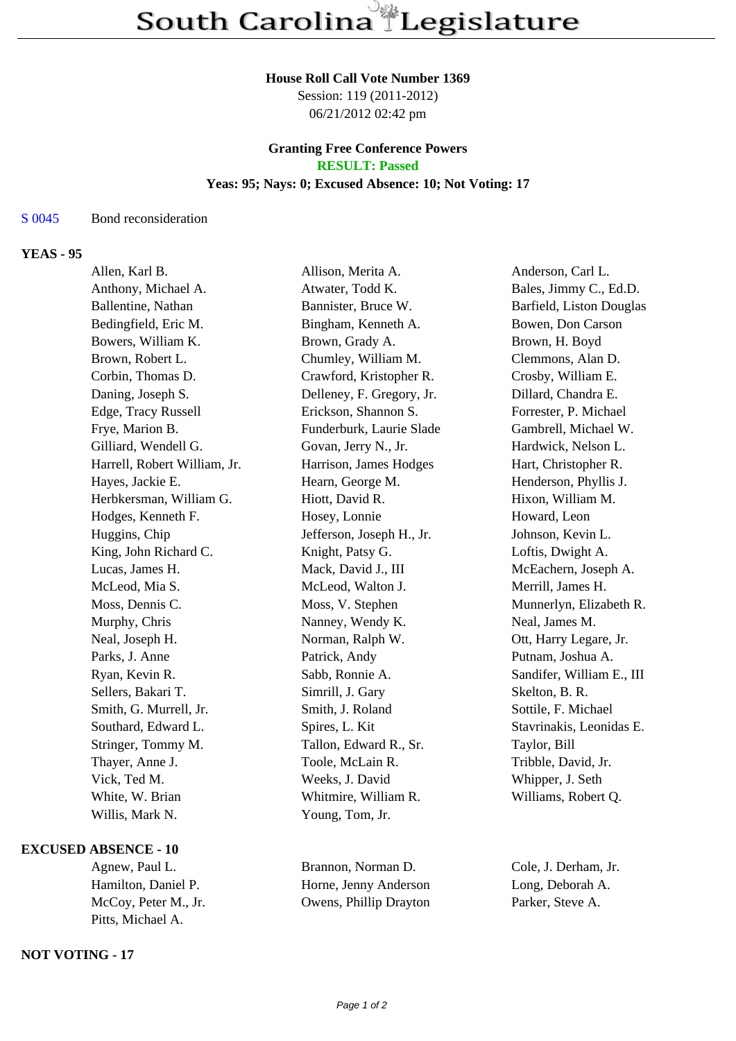# South Carolina Legislature

**House Roll Call Vote Number 1369**
Session: 119 (2011-2012)
06/21/2012 02:42 pm

**Granting Free Conference Powers**
**RESULT: Passed**
**Yeas: 95; Nays: 0; Excused Absence: 10; Not Voting: 17**

S 0045 Bond reconsideration

## YEAS - 95

| | | |
|---|---|---|
| Allen, Karl B. | Allison, Merita A. | Anderson, Carl L. |
| Anthony, Michael A. | Atwater, Todd K. | Bales, Jimmy C., Ed.D. |
| Ballentine, Nathan | Bannister, Bruce W. | Barfield, Liston Douglas |
| Bedingfield, Eric M. | Bingham, Kenneth A. | Bowen, Don Carson |
| Bowers, William K. | Brown, Grady A. | Brown, H. Boyd |
| Brown, Robert L. | Chumley, William M. | Clemmons, Alan D. |
| Corbin, Thomas D. | Crawford, Kristopher R. | Crosby, William E. |
| Daning, Joseph S. | Delleney, F. Gregory, Jr. | Dillard, Chandra E. |
| Edge, Tracy Russell | Erickson, Shannon S. | Forrester, P. Michael |
| Frye, Marion B. | Funderburk, Laurie Slade | Gambrell, Michael W. |
| Gilliard, Wendell G. | Govan, Jerry N., Jr. | Hardwick, Nelson L. |
| Harrell, Robert William, Jr. | Harrison, James Hodges | Hart, Christopher R. |
| Hayes, Jackie E. | Hearn, George M. | Henderson, Phyllis J. |
| Herbkersman, William G. | Hiott, David R. | Hixon, William M. |
| Hodges, Kenneth F. | Hosey, Lonnie | Howard, Leon |
| Huggins, Chip | Jefferson, Joseph H., Jr. | Johnson, Kevin L. |
| King, John Richard C. | Knight, Patsy G. | Loftis, Dwight A. |
| Lucas, James H. | Mack, David J., III | McEachern, Joseph A. |
| McLeod, Mia S. | McLeod, Walton J. | Merrill, James H. |
| Moss, Dennis C. | Moss, V. Stephen | Munnerlyn, Elizabeth R. |
| Murphy, Chris | Nanney, Wendy K. | Neal, James M. |
| Neal, Joseph H. | Norman, Ralph W. | Ott, Harry Legare, Jr. |
| Parks, J. Anne | Patrick, Andy | Putnam, Joshua A. |
| Ryan, Kevin R. | Sabb, Ronnie A. | Sandifer, William E., III |
| Sellers, Bakari T. | Simrill, J. Gary | Skelton, B. R. |
| Smith, G. Murrell, Jr. | Smith, J. Roland | Sottile, F. Michael |
| Southard, Edward L. | Spires, L. Kit | Stavrinakis, Leonidas E. |
| Stringer, Tommy M. | Tallon, Edward R., Sr. | Taylor, Bill |
| Thayer, Anne J. | Toole, McLain R. | Tribble, David, Jr. |
| Vick, Ted M. | Weeks, J. David | Whipper, J. Seth |
| White, W. Brian | Whitmire, William R. | Williams, Robert Q. |
| Willis, Mark N. | Young, Tom, Jr. | |

## EXCUSED ABSENCE - 10

| | | |
|---|---|---|
| Agnew, Paul L. | Brannon, Norman D. | Cole, J. Derham, Jr. |
| Hamilton, Daniel P. | Horne, Jenny Anderson | Long, Deborah A. |
| McCoy, Peter M., Jr. | Owens, Phillip Drayton | Parker, Steve A. |
| Pitts, Michael A. | | |

## NOT VOTING - 17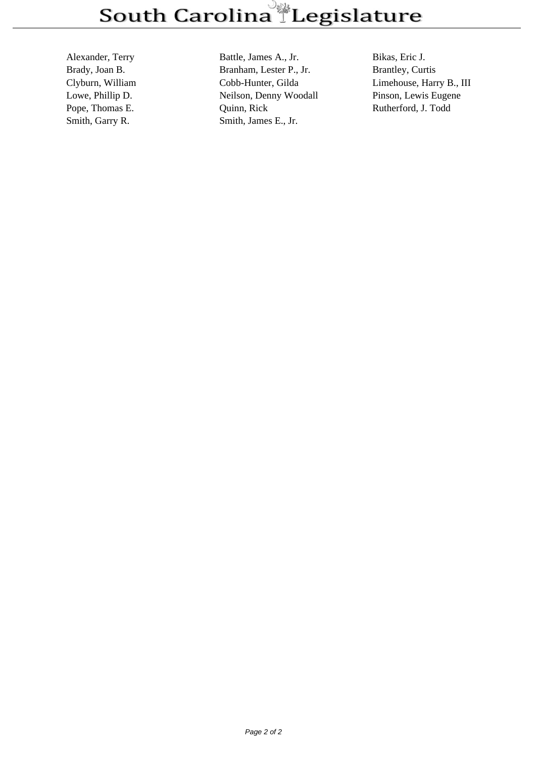| | | |
|---|---|---|
| Alexander, Terry | Battle, James A., Jr. | Bikas, Eric J. |
| Brady, Joan B. | Branham, Lester P., Jr. | Brantley, Curtis |
| Clyburn, William | Cobb-Hunter, Gilda | Limehouse, Harry B., III |
| Lowe, Phillip D. | Neilson, Denny Woodall | Pinson, Lewis Eugene |
| Pope, Thomas E. | Quinn, Rick | Rutherford, J. Todd |
| Smith, Garry R. | Smith, James E., Jr. | |